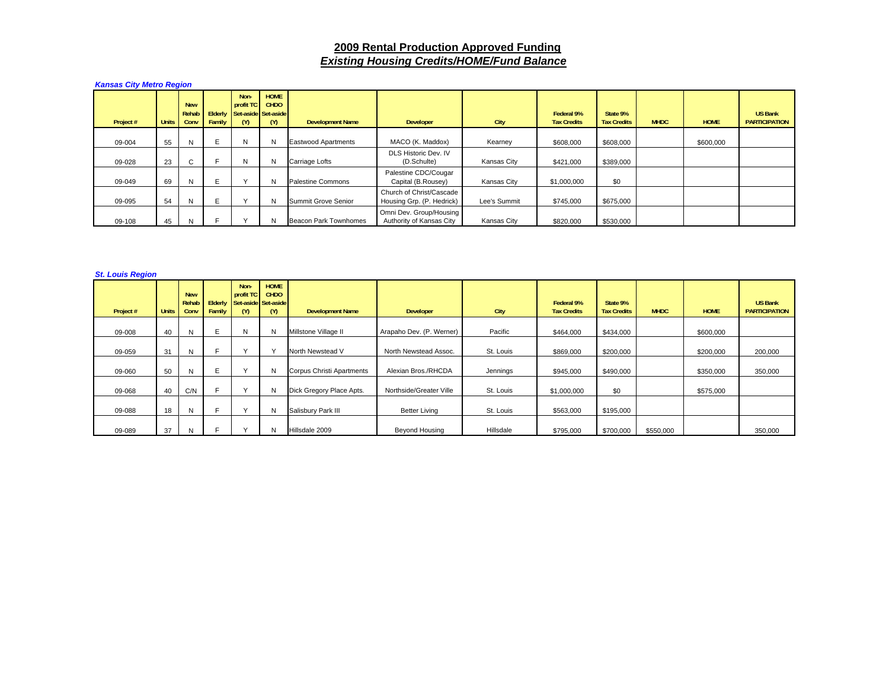# 2009 Rental Production Approved Funding

## *Existing Housing Credits/HOME/Fund Balance*

### *Kansas City Metro Region*

| Project # | Units | New Rehab Conv | Elderly Family | Non-profit TC Set-aside (Y) | HOME CHDO Set-aside (Y) | Development Name | Developer | City | Federal 9% Tax Credits | State 9% Tax Credits | MHDC | HOME | US Bank PARTICIPATION |
|---|---|---|---|---|---|---|---|---|---|---|---|---|---|
| 09-004 | 55 | N | E | N | N | Eastwood Apartments | MACO (K. Maddox) | Kearney | $608,000 | $608,000 | | $600,000 | |
| 09-028 | 23 | C | F | N | N | Carriage Lofts | DLS Historic Dev. IV (D.Schulte) | Kansas City | $421,000 | $389,000 | | | |
| 09-049 | 69 | N | E | Y | N | Palestine Commons | Palestine CDC/Cougar Capital (B.Rousey) | Kansas City | $1,000,000 | $0 | | | |
| 09-095 | 54 | N | E | Y | N | Summit Grove Senior | Church of Christ/Cascade Housing Grp. (P. Hedrick) | Lee's Summit | $745,000 | $675,000 | | | |
| 09-108 | 45 | N | F | Y | N | Beacon Park Townhomes | Omni Dev. Group/Housing Authority of Kansas City | Kansas City | $820,000 | $530,000 | | | |

### *St. Louis Region*

| Project # | Units | New Rehab Conv | Elderly Family | Non-profit TC Set-aside (Y) | HOME CHDO Set-aside (Y) | Development Name | Developer | City | Federal 9% Tax Credits | State 9% Tax Credits | MHDC | HOME | US Bank PARTICIPATION |
|---|---|---|---|---|---|---|---|---|---|---|---|---|---|
| 09-008 | 40 | N | E | N | N | Millstone Village II | Arapaho Dev. (P. Werner) | Pacific | $464,000 | $434,000 | | $600,000 | |
| 09-059 | 31 | N | F | Y | Y | North Newstead V | North Newstead Assoc. | St. Louis | $869,000 | $200,000 | | $200,000 | 200,000 |
| 09-060 | 50 | N | E | Y | N | Corpus Christi Apartments | Alexian Bros./RHCDA | Jennings | $945,000 | $490,000 | | $350,000 | 350,000 |
| 09-068 | 40 | C/N | F | Y | N | Dick Gregory Place Apts. | Northside/Greater Ville | St. Louis | $1,000,000 | $0 | | $575,000 | |
| 09-088 | 18 | N | F | Y | N | Salisbury Park III | Better Living | St. Louis | $563,000 | $195,000 | | | |
| 09-089 | 37 | N | F | Y | N | Hillsdale 2009 | Beyond Housing | Hillsdale | $795,000 | $700,000 | $550,000 | | 350,000 |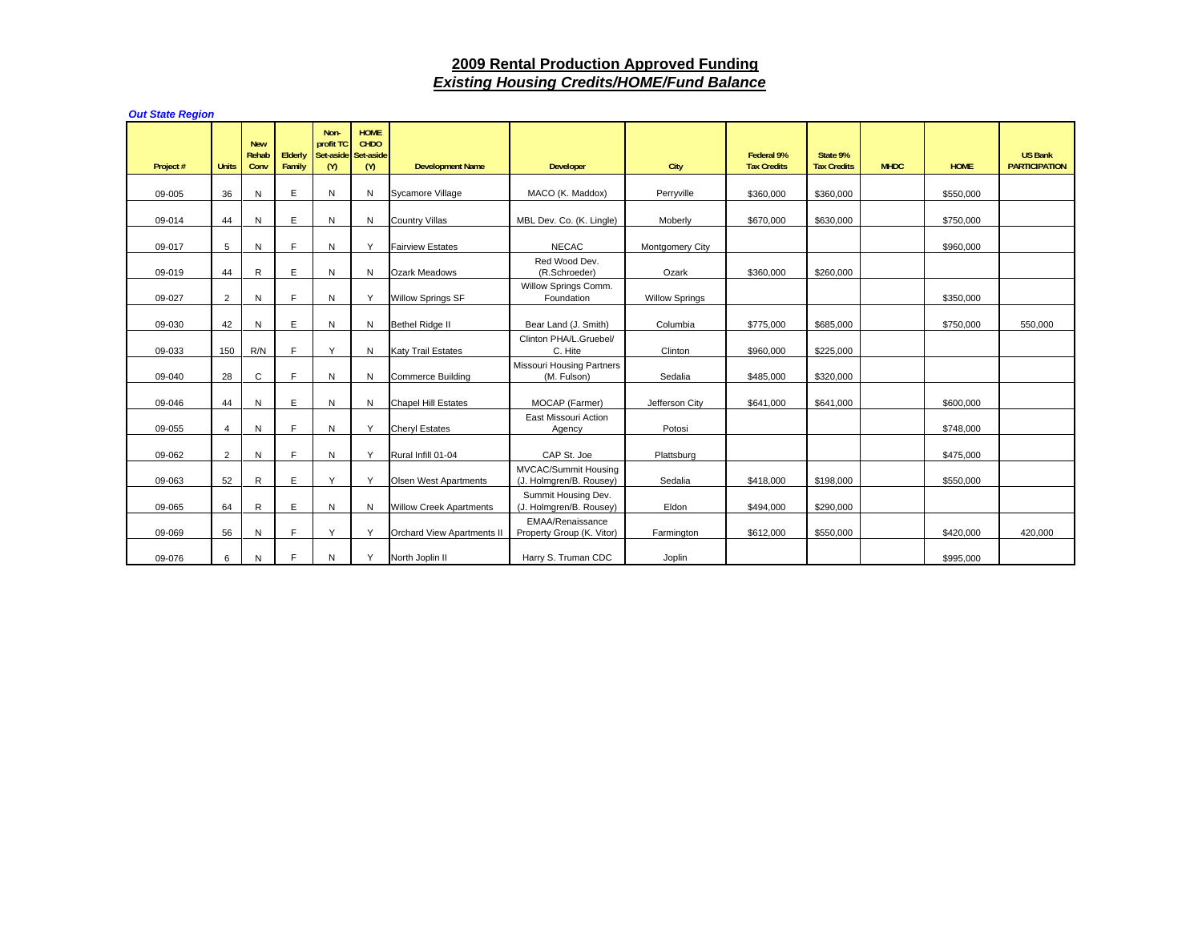## 2009 Rental Production Approved Funding

## *Existing Housing Credits/HOME/Fund Balance*

***Out State Region***

| Project # | Units | New Rehab Conv | Elderly Family | Non-profit TC Set-aside (Y) | HOME CHDO Set-aside (Y) | Development Name | Developer | City | Federal 9% Tax Credits | State 9% Tax Credits | MHDC | HOME | US Bank PARTICIPATION |
|---|---|---|---|---|---|---|---|---|---|---|---|---|---|
| 09-005 | 36 | N | E | N | N | Sycamore Village | MACO (K. Maddox) | Perryville | $360,000 | $360,000 | | $550,000 | |
| 09-014 | 44 | N | E | N | N | Country Villas | MBL Dev. Co. (K. Lingle) | Moberly | $670,000 | $630,000 | | $750,000 | |
| 09-017 | 5 | N | F | N | Y | Fairview Estates | NECAC | Montgomery City | | | | $960,000 | |
| 09-019 | 44 | R | E | N | N | Ozark Meadows | Red Wood Dev. (R.Schroeder) | Ozark | $360,000 | $260,000 | | | |
| 09-027 | 2 | N | F | N | Y | Willow Springs SF | Willow Springs Comm. Foundation | Willow Springs | | | | $350,000 | |
| 09-030 | 42 | N | E | N | N | Bethel Ridge II | Bear Land (J. Smith) | Columbia | $775,000 | $685,000 | | $750,000 | 550,000 |
| 09-033 | 150 | R/N | F | Y | N | Katy Trail Estates | Clinton PHA/L.Gruebel/ C. Hite | Clinton | $960,000 | $225,000 | | | |
| 09-040 | 28 | C | F | N | N | Commerce Building | Missouri Housing Partners (M. Fulson) | Sedalia | $485,000 | $320,000 | | | |
| 09-046 | 44 | N | E | N | N | Chapel Hill Estates | MOCAP (Farmer) | Jefferson City | $641,000 | $641,000 | | $600,000 | |
| 09-055 | 4 | N | F | N | Y | Cheryl Estates | East Missouri Action Agency | Potosi | | | | $748,000 | |
| 09-062 | 2 | N | F | N | Y | Rural Infill 01-04 | CAP St. Joe | Plattsburg | | | | $475,000 | |
| 09-063 | 52 | R | E | Y | Y | Olsen West Apartments | MVCAC/Summit Housing (J. Holmgren/B. Rousey) | Sedalia | $418,000 | $198,000 | | $550,000 | |
| 09-065 | 64 | R | E | N | N | Willow Creek Apartments | Summit Housing Dev. (J. Holmgren/B. Rousey) | Eldon | $494,000 | $290,000 | | | |
| 09-069 | 56 | N | F | Y | Y | Orchard View Apartments II | EMAA/Renaissance Property Group (K. Vitor) | Farmington | $612,000 | $550,000 | | $420,000 | 420,000 |
| 09-076 | 6 | N | F | N | Y | North Joplin II | Harry S. Truman CDC | Joplin | | | | $995,000 | |